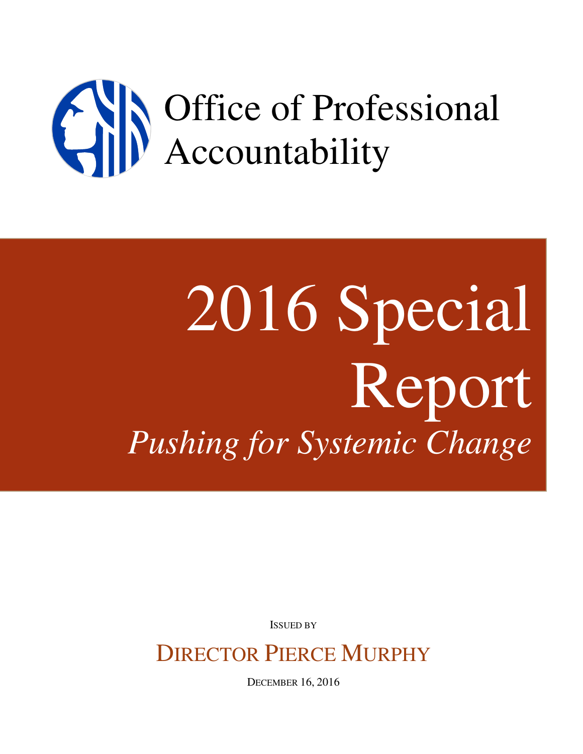# Office of Professional Accountability

# 2016 Special Report

*Pushing for Systemic Change*

ISSUED BY

DIRECTOR PIERCE MURPHY

DECEMBER 16, 2016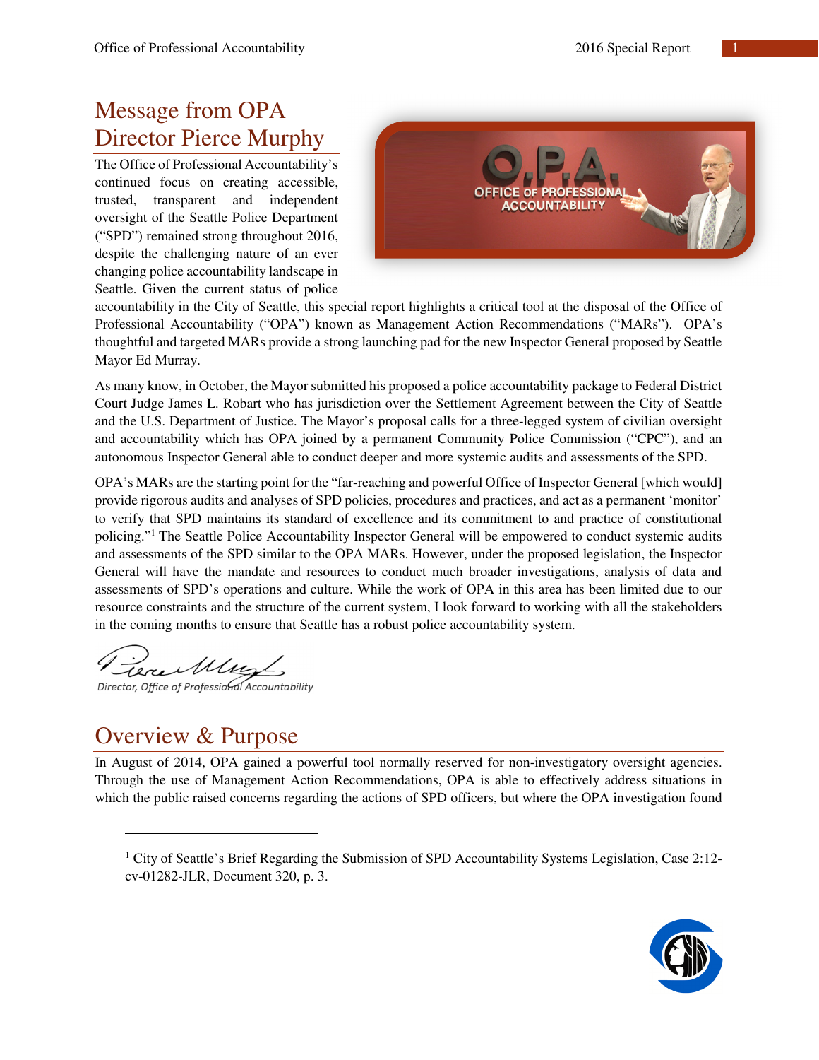## Message from OPA Director Pierce Murphy

The Office of Professional Accountability's continued focus on creating accessible, trusted, transparent and independent oversight of the Seattle Police Department ("SPD") remained strong throughout 2016, despite the challenging nature of an ever changing police accountability landscape in Seattle. Given the current status of police accountability in the City of Seattle, this special report highlights a critical tool at the disposal of the Office of Professional Accountability ("OPA") known as Management Action Recommendations ("MARs"). OPA's thoughtful and targeted MARs provide a strong launching pad for the new Inspector General proposed by Seattle Mayor Ed Murray.

As many know, in October, the Mayor submitted his proposed a police accountability package to Federal District Court Judge James L. Robart who has jurisdiction over the Settlement Agreement between the City of Seattle and the U.S. Department of Justice. The Mayor's proposal calls for a three-legged system of civilian oversight and accountability which has OPA joined by a permanent Community Police Commission ("CPC"), and an autonomous Inspector General able to conduct deeper and more systemic audits and assessments of the SPD.

OPA's MARs are the starting point for the "far-reaching and powerful Office of Inspector General [which would] provide rigorous audits and analyses of SPD policies, procedures and practices, and act as a permanent 'monitor' to verify that SPD maintains its standard of excellence and its commitment to and practice of constitutional policing."[1] The Seattle Police Accountability Inspector General will be empowered to conduct systemic audits and assessments of the SPD similar to the OPA MARs. However, under the proposed legislation, the Inspector General will have the mandate and resources to conduct much broader investigations, analysis of data and assessments of SPD's operations and culture. While the work of OPA in this area has been limited due to our resource constraints and the structure of the current system, I look forward to working with all the stakeholders in the coming months to ensure that Seattle has a robust police accountability system.

Director, Office of Professional Accountability

## Overview & Purpose

In August of 2014, OPA gained a powerful tool normally reserved for non-investigatory oversight agencies. Through the use of Management Action Recommendations, OPA is able to effectively address situations in which the public raised concerns regarding the actions of SPD officers, but where the OPA investigation found

[1] City of Seattle's Brief Regarding the Submission of SPD Accountability Systems Legislation, Case 2:12-cv-01282-JLR, Document 320, p. 3.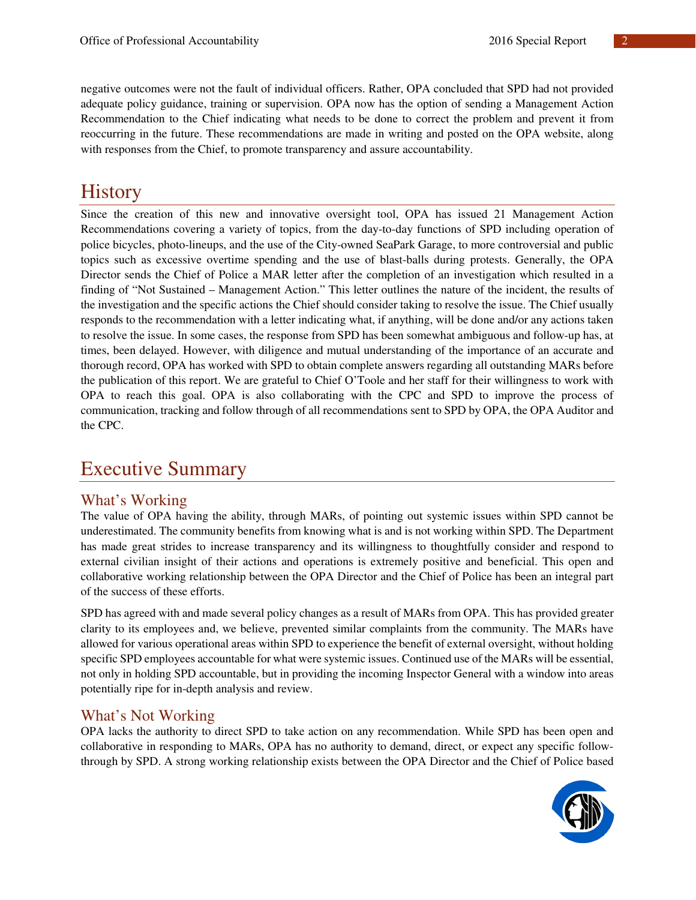negative outcomes were not the fault of individual officers. Rather, OPA concluded that SPD had not provided adequate policy guidance, training or supervision. OPA now has the option of sending a Management Action Recommendation to the Chief indicating what needs to be done to correct the problem and prevent it from reoccurring in the future. These recommendations are made in writing and posted on the OPA website, along with responses from the Chief, to promote transparency and assure accountability.

# History

Since the creation of this new and innovative oversight tool, OPA has issued 21 Management Action Recommendations covering a variety of topics, from the day-to-day functions of SPD including operation of police bicycles, photo-lineups, and the use of the City-owned SeaPark Garage, to more controversial and public topics such as excessive overtime spending and the use of blast-balls during protests. Generally, the OPA Director sends the Chief of Police a MAR letter after the completion of an investigation which resulted in a finding of "Not Sustained – Management Action." This letter outlines the nature of the incident, the results of the investigation and the specific actions the Chief should consider taking to resolve the issue. The Chief usually responds to the recommendation with a letter indicating what, if anything, will be done and/or any actions taken to resolve the issue. In some cases, the response from SPD has been somewhat ambiguous and follow-up has, at times, been delayed. However, with diligence and mutual understanding of the importance of an accurate and thorough record, OPA has worked with SPD to obtain complete answers regarding all outstanding MARs before the publication of this report. We are grateful to Chief O'Toole and her staff for their willingness to work with OPA to reach this goal. OPA is also collaborating with the CPC and SPD to improve the process of communication, tracking and follow through of all recommendations sent to SPD by OPA, the OPA Auditor and the CPC.

# Executive Summary

## What's Working

The value of OPA having the ability, through MARs, of pointing out systemic issues within SPD cannot be underestimated. The community benefits from knowing what is and is not working within SPD. The Department has made great strides to increase transparency and its willingness to thoughtfully consider and respond to external civilian insight of their actions and operations is extremely positive and beneficial. This open and collaborative working relationship between the OPA Director and the Chief of Police has been an integral part of the success of these efforts.

SPD has agreed with and made several policy changes as a result of MARs from OPA. This has provided greater clarity to its employees and, we believe, prevented similar complaints from the community. The MARs have allowed for various operational areas within SPD to experience the benefit of external oversight, without holding specific SPD employees accountable for what were systemic issues. Continued use of the MARs will be essential, not only in holding SPD accountable, but in providing the incoming Inspector General with a window into areas potentially ripe for in-depth analysis and review.

## What's Not Working

OPA lacks the authority to direct SPD to take action on any recommendation. While SPD has been open and collaborative in responding to MARs, OPA has no authority to demand, direct, or expect any specific follow-through by SPD. A strong working relationship exists between the OPA Director and the Chief of Police based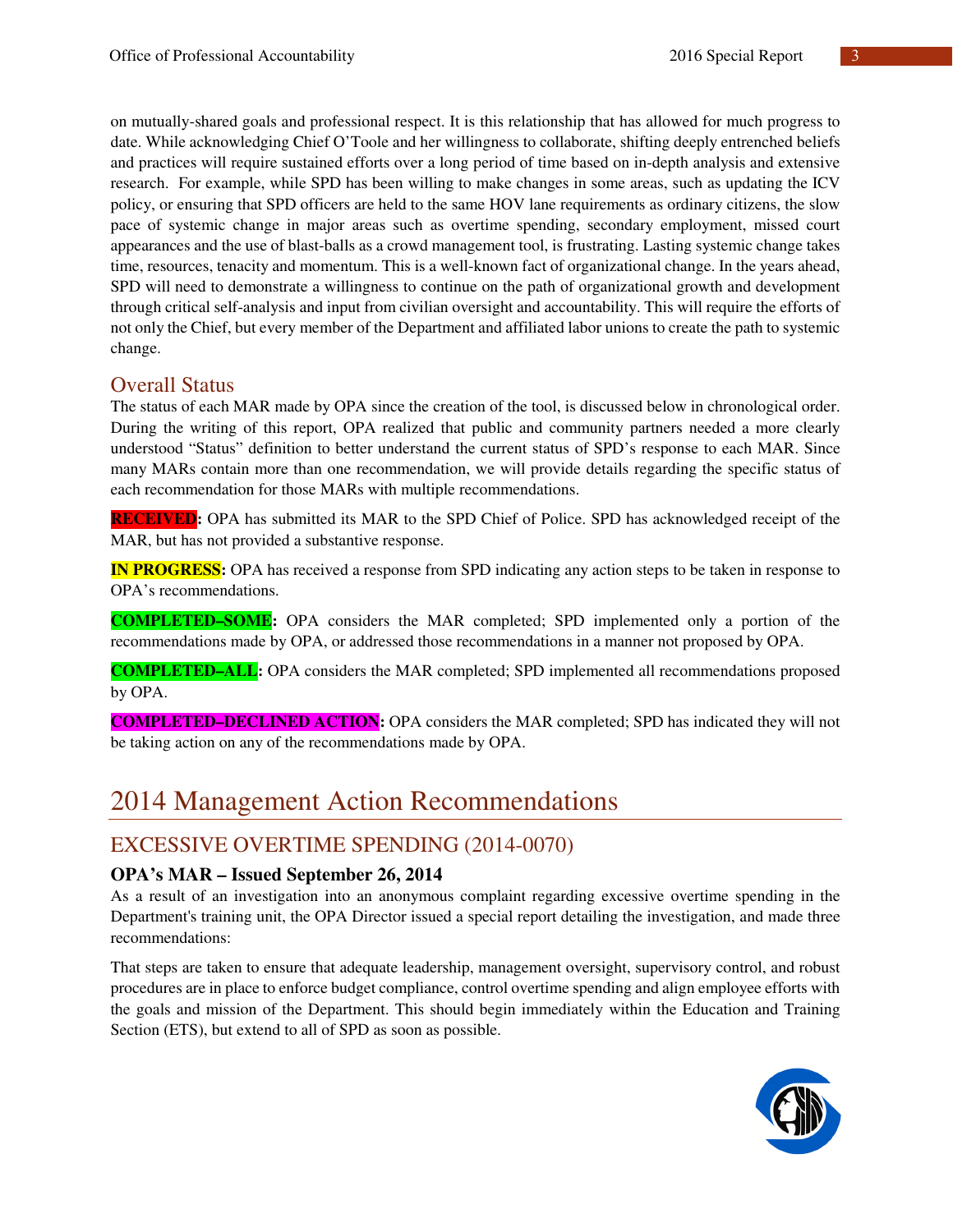on mutually-shared goals and professional respect. It is this relationship that has allowed for much progress to date. While acknowledging Chief O'Toole and her willingness to collaborate, shifting deeply entrenched beliefs and practices will require sustained efforts over a long period of time based on in-depth analysis and extensive research. For example, while SPD has been willing to make changes in some areas, such as updating the ICV policy, or ensuring that SPD officers are held to the same HOV lane requirements as ordinary citizens, the slow pace of systemic change in major areas such as overtime spending, secondary employment, missed court appearances and the use of blast-balls as a crowd management tool, is frustrating. Lasting systemic change takes time, resources, tenacity and momentum. This is a well-known fact of organizational change. In the years ahead, SPD will need to demonstrate a willingness to continue on the path of organizational growth and development through critical self-analysis and input from civilian oversight and accountability. This will require the efforts of not only the Chief, but every member of the Department and affiliated labor unions to create the path to systemic change.

## Overall Status

The status of each MAR made by OPA since the creation of the tool, is discussed below in chronological order. During the writing of this report, OPA realized that public and community partners needed a more clearly understood "Status" definition to better understand the current status of SPD's response to each MAR. Since many MARs contain more than one recommendation, we will provide details regarding the specific status of each recommendation for those MARs with multiple recommendations.

**RECEIVED:** OPA has submitted its MAR to the SPD Chief of Police. SPD has acknowledged receipt of the MAR, but has not provided a substantive response.

**IN PROGRESS:** OPA has received a response from SPD indicating any action steps to be taken in response to OPA's recommendations.

**COMPLETED–SOME:** OPA considers the MAR completed; SPD implemented only a portion of the recommendations made by OPA, or addressed those recommendations in a manner not proposed by OPA.

**COMPLETED–ALL:** OPA considers the MAR completed; SPD implemented all recommendations proposed by OPA.

**COMPLETED–DECLINED ACTION:** OPA considers the MAR completed; SPD has indicated they will not be taking action on any of the recommendations made by OPA.

# 2014 Management Action Recommendations

## EXCESSIVE OVERTIME SPENDING (2014-0070)

### OPA's MAR – Issued September 26, 2014

As a result of an investigation into an anonymous complaint regarding excessive overtime spending in the Department's training unit, the OPA Director issued a special report detailing the investigation, and made three recommendations:

That steps are taken to ensure that adequate leadership, management oversight, supervisory control, and robust procedures are in place to enforce budget compliance, control overtime spending and align employee efforts with the goals and mission of the Department. This should begin immediately within the Education and Training Section (ETS), but extend to all of SPD as soon as possible.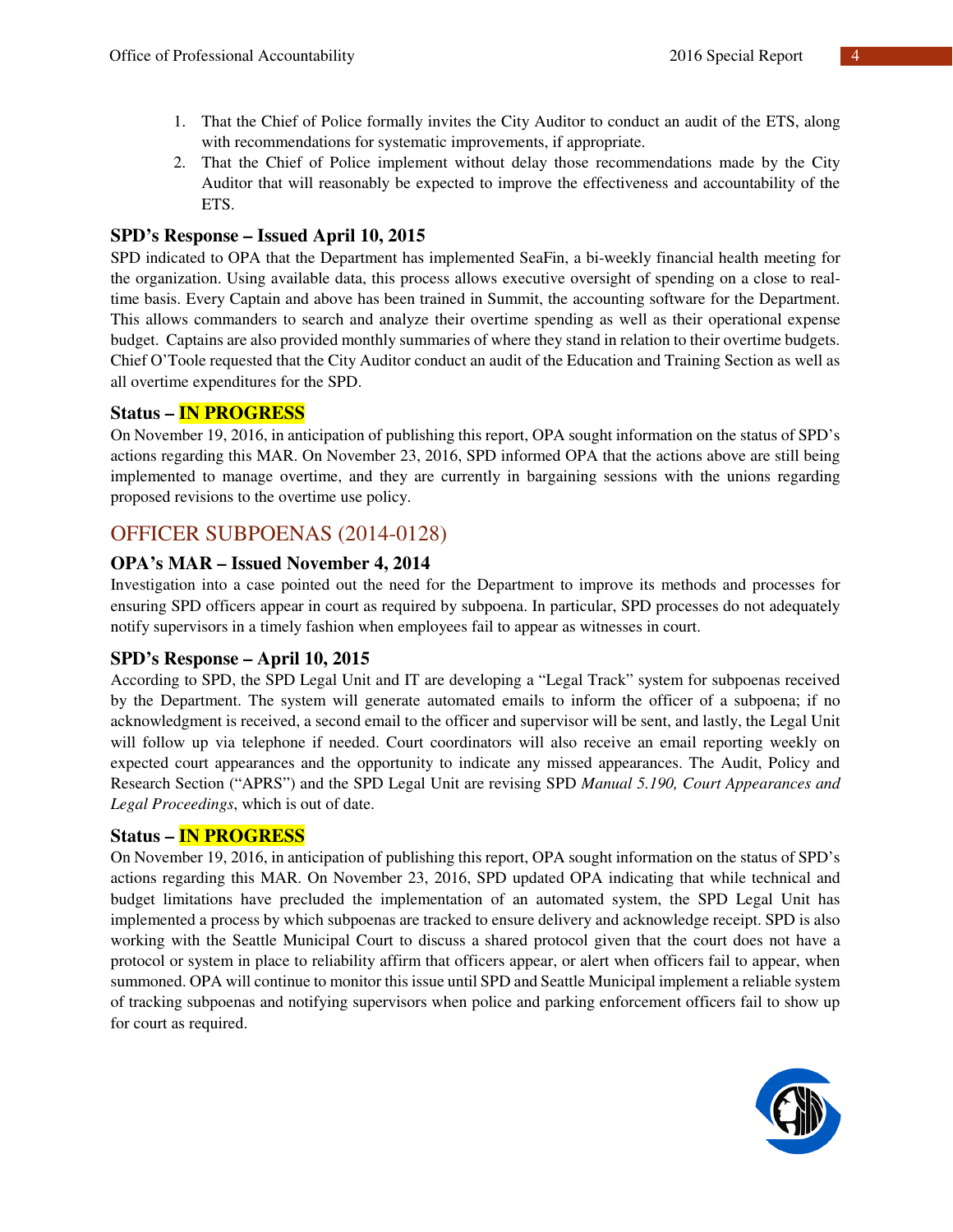1. That the Chief of Police formally invites the City Auditor to conduct an audit of the ETS, along with recommendations for systematic improvements, if appropriate.
2. That the Chief of Police implement without delay those recommendations made by the City Auditor that will reasonably be expected to improve the effectiveness and accountability of the ETS.

### SPD's Response – Issued April 10, 2015

SPD indicated to OPA that the Department has implemented SeaFin, a bi-weekly financial health meeting for the organization. Using available data, this process allows executive oversight of spending on a close to real-time basis. Every Captain and above has been trained in Summit, the accounting software for the Department. This allows commanders to search and analyze their overtime spending as well as their operational expense budget. Captains are also provided monthly summaries of where they stand in relation to their overtime budgets. Chief O'Toole requested that the City Auditor conduct an audit of the Education and Training Section as well as all overtime expenditures for the SPD.

### Status – IN PROGRESS

On November 19, 2016, in anticipation of publishing this report, OPA sought information on the status of SPD's actions regarding this MAR. On November 23, 2016, SPD informed OPA that the actions above are still being implemented to manage overtime, and they are currently in bargaining sessions with the unions regarding proposed revisions to the overtime use policy.

## OFFICER SUBPOENAS (2014-0128)

### OPA's MAR – Issued November 4, 2014

Investigation into a case pointed out the need for the Department to improve its methods and processes for ensuring SPD officers appear in court as required by subpoena. In particular, SPD processes do not adequately notify supervisors in a timely fashion when employees fail to appear as witnesses in court.

### SPD's Response – April 10, 2015

According to SPD, the SPD Legal Unit and IT are developing a "Legal Track" system for subpoenas received by the Department. The system will generate automated emails to inform the officer of a subpoena; if no acknowledgment is received, a second email to the officer and supervisor will be sent, and lastly, the Legal Unit will follow up via telephone if needed. Court coordinators will also receive an email reporting weekly on expected court appearances and the opportunity to indicate any missed appearances. The Audit, Policy and Research Section ("APRS") and the SPD Legal Unit are revising SPD *Manual 5.190, Court Appearances and Legal Proceedings*, which is out of date.

### Status – IN PROGRESS

On November 19, 2016, in anticipation of publishing this report, OPA sought information on the status of SPD's actions regarding this MAR. On November 23, 2016, SPD updated OPA indicating that while technical and budget limitations have precluded the implementation of an automated system, the SPD Legal Unit has implemented a process by which subpoenas are tracked to ensure delivery and acknowledge receipt. SPD is also working with the Seattle Municipal Court to discuss a shared protocol given that the court does not have a protocol or system in place to reliability affirm that officers appear, or alert when officers fail to appear, when summoned. OPA will continue to monitor this issue until SPD and Seattle Municipal implement a reliable system of tracking subpoenas and notifying supervisors when police and parking enforcement officers fail to show up for court as required.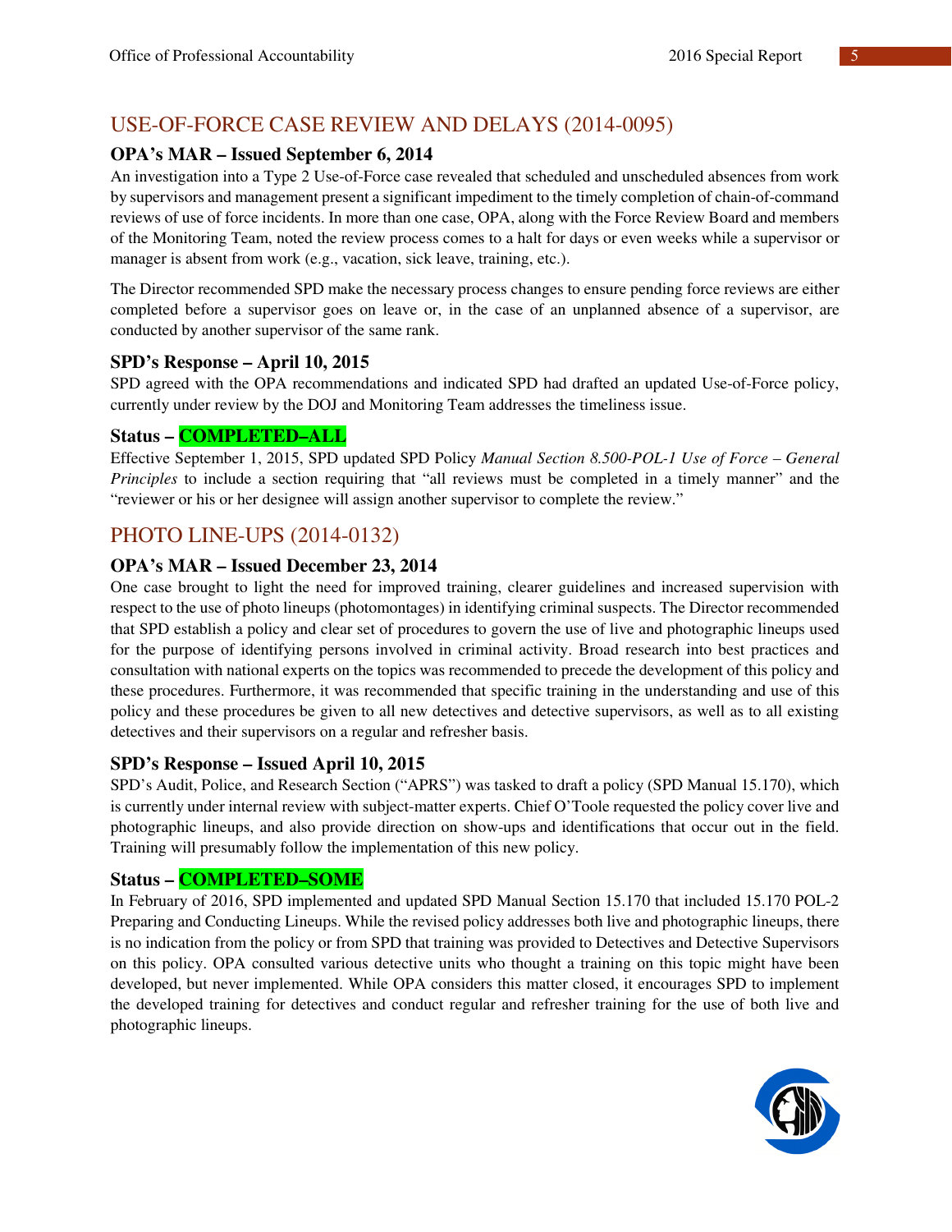## USE-OF-FORCE CASE REVIEW AND DELAYS (2014-0095)

### OPA's MAR – Issued September 6, 2014

An investigation into a Type 2 Use-of-Force case revealed that scheduled and unscheduled absences from work by supervisors and management present a significant impediment to the timely completion of chain-of-command reviews of use of force incidents. In more than one case, OPA, along with the Force Review Board and members of the Monitoring Team, noted the review process comes to a halt for days or even weeks while a supervisor or manager is absent from work (e.g., vacation, sick leave, training, etc.).

The Director recommended SPD make the necessary process changes to ensure pending force reviews are either completed before a supervisor goes on leave or, in the case of an unplanned absence of a supervisor, are conducted by another supervisor of the same rank.

### SPD's Response – April 10, 2015

SPD agreed with the OPA recommendations and indicated SPD had drafted an updated Use-of-Force policy, currently under review by the DOJ and Monitoring Team addresses the timeliness issue.

### Status – COMPLETED–ALL

Effective September 1, 2015, SPD updated SPD Policy *Manual Section 8.500-POL-1 Use of Force – General Principles* to include a section requiring that "all reviews must be completed in a timely manner" and the "reviewer or his or her designee will assign another supervisor to complete the review."

## PHOTO LINE-UPS (2014-0132)

### OPA's MAR – Issued December 23, 2014

One case brought to light the need for improved training, clearer guidelines and increased supervision with respect to the use of photo lineups (photomontages) in identifying criminal suspects. The Director recommended that SPD establish a policy and clear set of procedures to govern the use of live and photographic lineups used for the purpose of identifying persons involved in criminal activity. Broad research into best practices and consultation with national experts on the topics was recommended to precede the development of this policy and these procedures. Furthermore, it was recommended that specific training in the understanding and use of this policy and these procedures be given to all new detectives and detective supervisors, as well as to all existing detectives and their supervisors on a regular and refresher basis.

### SPD's Response – Issued April 10, 2015

SPD's Audit, Police, and Research Section ("APRS") was tasked to draft a policy (SPD Manual 15.170), which is currently under internal review with subject-matter experts. Chief O'Toole requested the policy cover live and photographic lineups, and also provide direction on show-ups and identifications that occur out in the field. Training will presumably follow the implementation of this new policy.

### Status – COMPLETED–SOME

In February of 2016, SPD implemented and updated SPD Manual Section 15.170 that included 15.170 POL-2 Preparing and Conducting Lineups. While the revised policy addresses both live and photographic lineups, there is no indication from the policy or from SPD that training was provided to Detectives and Detective Supervisors on this policy. OPA consulted various detective units who thought a training on this topic might have been developed, but never implemented. While OPA considers this matter closed, it encourages SPD to implement the developed training for detectives and conduct regular and refresher training for the use of both live and photographic lineups.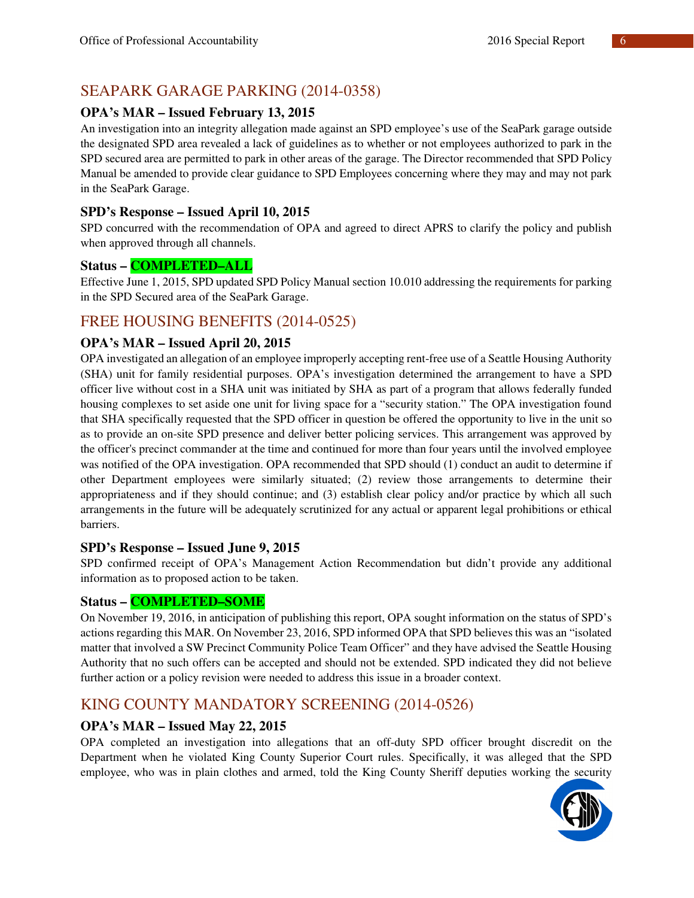## SEAPARK GARAGE PARKING (2014-0358)

### OPA's MAR – Issued February 13, 2015

An investigation into an integrity allegation made against an SPD employee's use of the SeaPark garage outside the designated SPD area revealed a lack of guidelines as to whether or not employees authorized to park in the SPD secured area are permitted to park in other areas of the garage. The Director recommended that SPD Policy Manual be amended to provide clear guidance to SPD Employees concerning where they may and may not park in the SeaPark Garage.

### SPD's Response – Issued April 10, 2015

SPD concurred with the recommendation of OPA and agreed to direct APRS to clarify the policy and publish when approved through all channels.

### Status – COMPLETED–ALL

Effective June 1, 2015, SPD updated SPD Policy Manual section 10.010 addressing the requirements for parking in the SPD Secured area of the SeaPark Garage.

## FREE HOUSING BENEFITS (2014-0525)

### OPA's MAR – Issued April 20, 2015

OPA investigated an allegation of an employee improperly accepting rent-free use of a Seattle Housing Authority (SHA) unit for family residential purposes. OPA's investigation determined the arrangement to have a SPD officer live without cost in a SHA unit was initiated by SHA as part of a program that allows federally funded housing complexes to set aside one unit for living space for a "security station." The OPA investigation found that SHA specifically requested that the SPD officer in question be offered the opportunity to live in the unit so as to provide an on-site SPD presence and deliver better policing services. This arrangement was approved by the officer's precinct commander at the time and continued for more than four years until the involved employee was notified of the OPA investigation. OPA recommended that SPD should (1) conduct an audit to determine if other Department employees were similarly situated; (2) review those arrangements to determine their appropriateness and if they should continue; and (3) establish clear policy and/or practice by which all such arrangements in the future will be adequately scrutinized for any actual or apparent legal prohibitions or ethical barriers.

### SPD's Response – Issued June 9, 2015

SPD confirmed receipt of OPA's Management Action Recommendation but didn't provide any additional information as to proposed action to be taken.

### Status – COMPLETED–SOME

On November 19, 2016, in anticipation of publishing this report, OPA sought information on the status of SPD's actions regarding this MAR. On November 23, 2016, SPD informed OPA that SPD believes this was an "isolated matter that involved a SW Precinct Community Police Team Officer" and they have advised the Seattle Housing Authority that no such offers can be accepted and should not be extended. SPD indicated they did not believe further action or a policy revision were needed to address this issue in a broader context.

## KING COUNTY MANDATORY SCREENING (2014-0526)

### OPA's MAR – Issued May 22, 2015

OPA completed an investigation into allegations that an off-duty SPD officer brought discredit on the Department when he violated King County Superior Court rules. Specifically, it was alleged that the SPD employee, who was in plain clothes and armed, told the King County Sheriff deputies working the security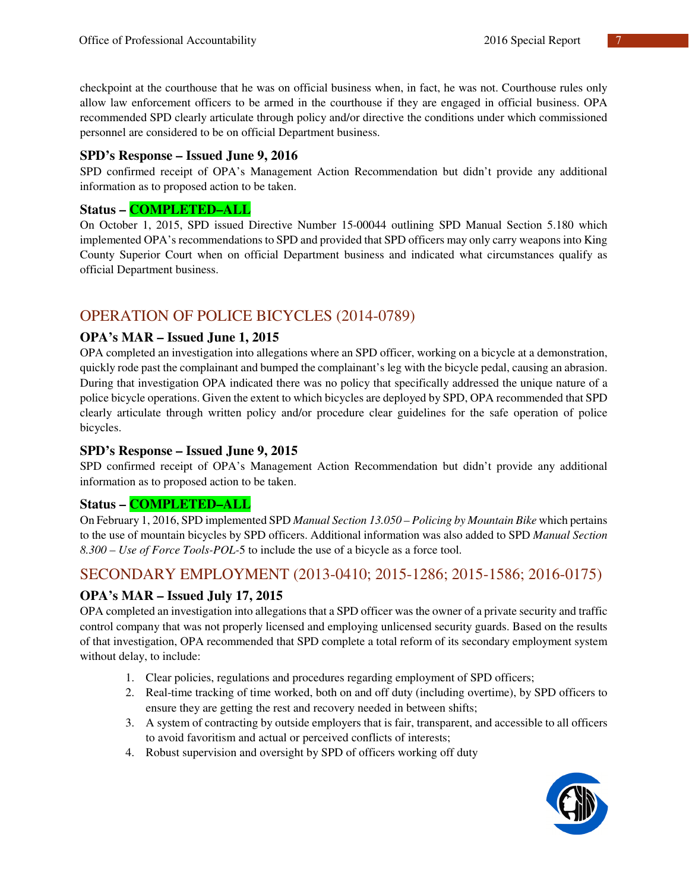checkpoint at the courthouse that he was on official business when, in fact, he was not. Courthouse rules only allow law enforcement officers to be armed in the courthouse if they are engaged in official business. OPA recommended SPD clearly articulate through policy and/or directive the conditions under which commissioned personnel are considered to be on official Department business.

### SPD's Response – Issued June 9, 2016

SPD confirmed receipt of OPA's Management Action Recommendation but didn't provide any additional information as to proposed action to be taken.

### Status – COMPLETED–ALL

On October 1, 2015, SPD issued Directive Number 15-00044 outlining SPD Manual Section 5.180 which implemented OPA's recommendations to SPD and provided that SPD officers may only carry weapons into King County Superior Court when on official Department business and indicated what circumstances qualify as official Department business.

## OPERATION OF POLICE BICYCLES (2014-0789)

### OPA's MAR – Issued June 1, 2015

OPA completed an investigation into allegations where an SPD officer, working on a bicycle at a demonstration, quickly rode past the complainant and bumped the complainant's leg with the bicycle pedal, causing an abrasion. During that investigation OPA indicated there was no policy that specifically addressed the unique nature of a police bicycle operations. Given the extent to which bicycles are deployed by SPD, OPA recommended that SPD clearly articulate through written policy and/or procedure clear guidelines for the safe operation of police bicycles.

### SPD's Response – Issued June 9, 2015

SPD confirmed receipt of OPA's Management Action Recommendation but didn't provide any additional information as to proposed action to be taken.

### Status – COMPLETED–ALL

On February 1, 2016, SPD implemented SPD *Manual Section 13.050 – Policing by Mountain Bike* which pertains to the use of mountain bicycles by SPD officers. Additional information was also added to SPD *Manual Section 8.300 – Use of Force Tools-POL-5* to include the use of a bicycle as a force tool.

## SECONDARY EMPLOYMENT (2013-0410; 2015-1286; 2015-1586; 2016-0175)

### OPA's MAR – Issued July 17, 2015

OPA completed an investigation into allegations that a SPD officer was the owner of a private security and traffic control company that was not properly licensed and employing unlicensed security guards. Based on the results of that investigation, OPA recommended that SPD complete a total reform of its secondary employment system without delay, to include:

1. Clear policies, regulations and procedures regarding employment of SPD officers;
2. Real-time tracking of time worked, both on and off duty (including overtime), by SPD officers to ensure they are getting the rest and recovery needed in between shifts;
3. A system of contracting by outside employers that is fair, transparent, and accessible to all officers to avoid favoritism and actual or perceived conflicts of interests;
4. Robust supervision and oversight by SPD of officers working off duty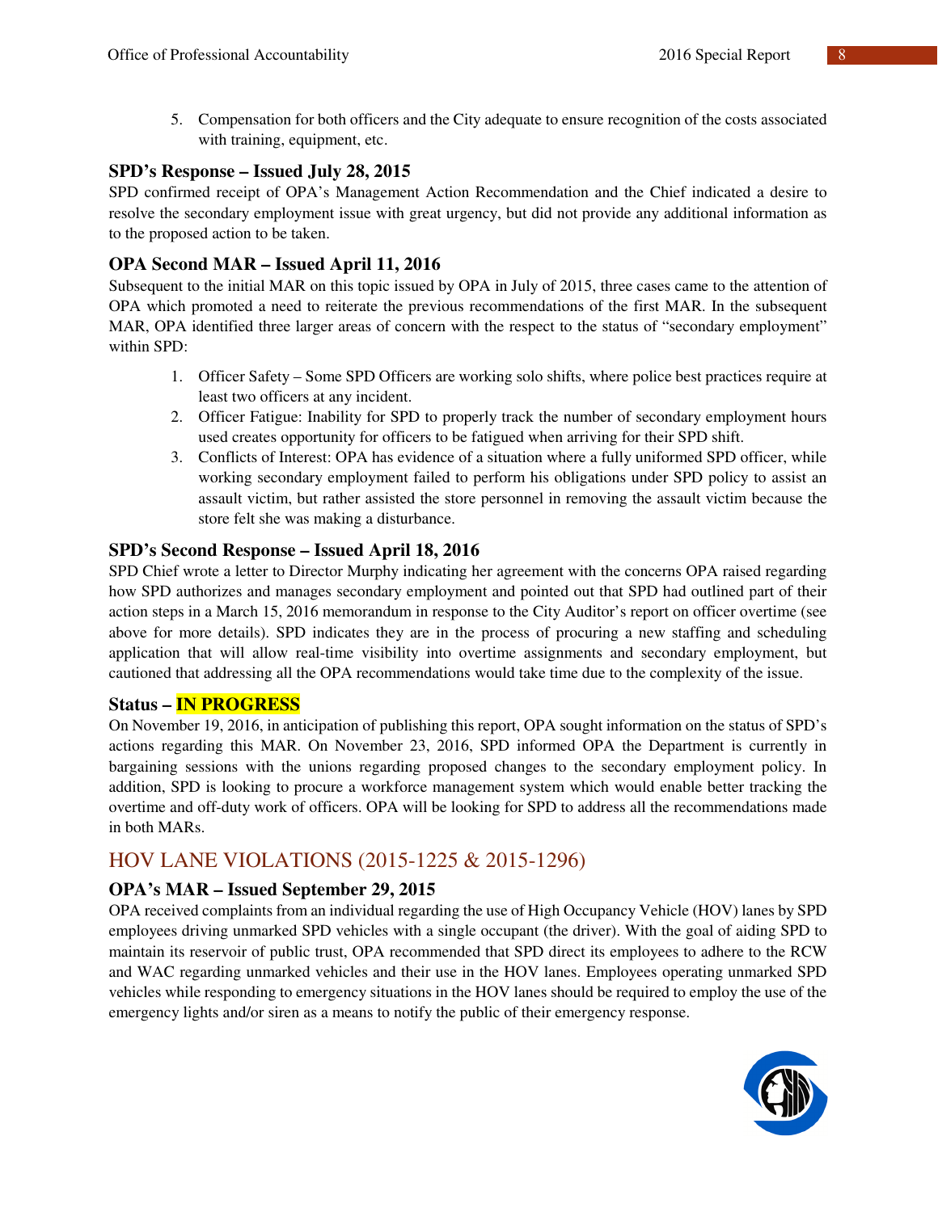5. Compensation for both officers and the City adequate to ensure recognition of the costs associated with training, equipment, etc.

### SPD's Response – Issued July 28, 2015

SPD confirmed receipt of OPA's Management Action Recommendation and the Chief indicated a desire to resolve the secondary employment issue with great urgency, but did not provide any additional information as to the proposed action to be taken.

### OPA Second MAR – Issued April 11, 2016

Subsequent to the initial MAR on this topic issued by OPA in July of 2015, three cases came to the attention of OPA which promoted a need to reiterate the previous recommendations of the first MAR. In the subsequent MAR, OPA identified three larger areas of concern with the respect to the status of "secondary employment" within SPD:

1. Officer Safety – Some SPD Officers are working solo shifts, where police best practices require at least two officers at any incident.
2. Officer Fatigue: Inability for SPD to properly track the number of secondary employment hours used creates opportunity for officers to be fatigued when arriving for their SPD shift.
3. Conflicts of Interest: OPA has evidence of a situation where a fully uniformed SPD officer, while working secondary employment failed to perform his obligations under SPD policy to assist an assault victim, but rather assisted the store personnel in removing the assault victim because the store felt she was making a disturbance.

### SPD's Second Response – Issued April 18, 2016

SPD Chief wrote a letter to Director Murphy indicating her agreement with the concerns OPA raised regarding how SPD authorizes and manages secondary employment and pointed out that SPD had outlined part of their action steps in a March 15, 2016 memorandum in response to the City Auditor's report on officer overtime (see above for more details). SPD indicates they are in the process of procuring a new staffing and scheduling application that will allow real-time visibility into overtime assignments and secondary employment, but cautioned that addressing all the OPA recommendations would take time due to the complexity of the issue.

### Status – IN PROGRESS

On November 19, 2016, in anticipation of publishing this report, OPA sought information on the status of SPD's actions regarding this MAR. On November 23, 2016, SPD informed OPA the Department is currently in bargaining sessions with the unions regarding proposed changes to the secondary employment policy. In addition, SPD is looking to procure a workforce management system which would enable better tracking the overtime and off-duty work of officers. OPA will be looking for SPD to address all the recommendations made in both MARs.

## HOV LANE VIOLATIONS (2015-1225 & 2015-1296)

### OPA's MAR – Issued September 29, 2015

OPA received complaints from an individual regarding the use of High Occupancy Vehicle (HOV) lanes by SPD employees driving unmarked SPD vehicles with a single occupant (the driver). With the goal of aiding SPD to maintain its reservoir of public trust, OPA recommended that SPD direct its employees to adhere to the RCW and WAC regarding unmarked vehicles and their use in the HOV lanes. Employees operating unmarked SPD vehicles while responding to emergency situations in the HOV lanes should be required to employ the use of the emergency lights and/or siren as a means to notify the public of their emergency response.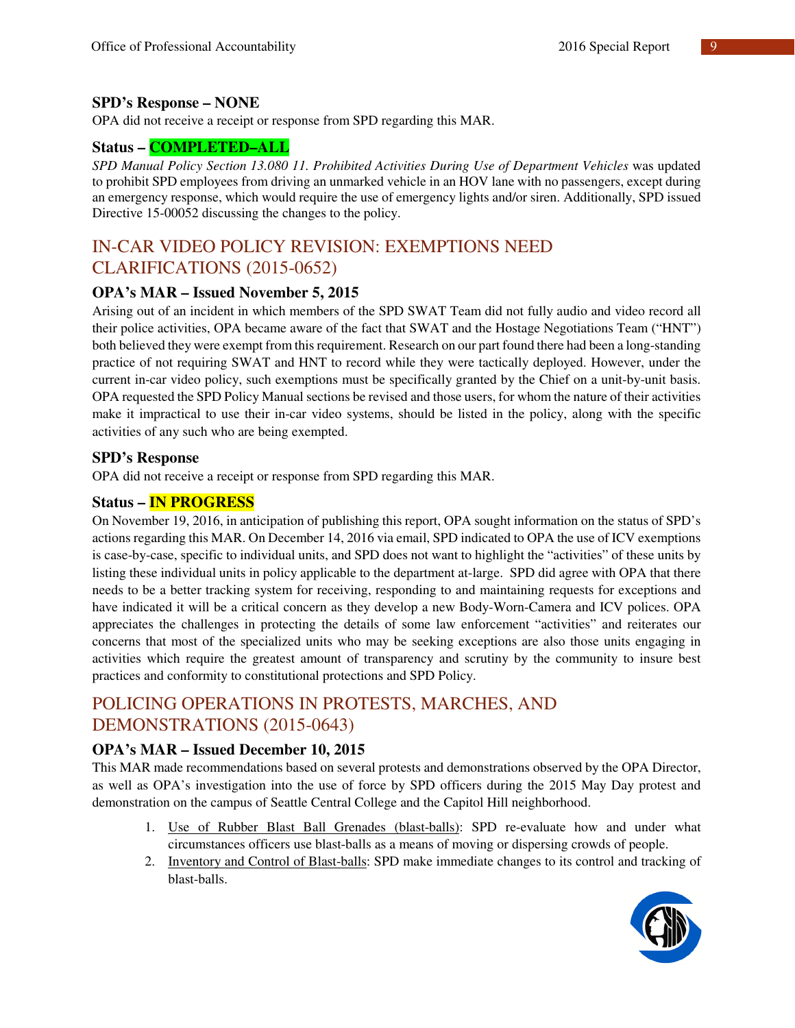### SPD's Response – NONE

OPA did not receive a receipt or response from SPD regarding this MAR.

### Status – COMPLETED–ALL

*SPD Manual Policy Section 13.080 11. Prohibited Activities During Use of Department Vehicles* was updated to prohibit SPD employees from driving an unmarked vehicle in an HOV lane with no passengers, except during an emergency response, which would require the use of emergency lights and/or siren. Additionally, SPD issued Directive 15-00052 discussing the changes to the policy.

## IN-CAR VIDEO POLICY REVISION: EXEMPTIONS NEED CLARIFICATIONS (2015-0652)

### OPA's MAR – Issued November 5, 2015

Arising out of an incident in which members of the SPD SWAT Team did not fully audio and video record all their police activities, OPA became aware of the fact that SWAT and the Hostage Negotiations Team ("HNT") both believed they were exempt from this requirement. Research on our part found there had been a long-standing practice of not requiring SWAT and HNT to record while they were tactically deployed. However, under the current in-car video policy, such exemptions must be specifically granted by the Chief on a unit-by-unit basis. OPA requested the SPD Policy Manual sections be revised and those users, for whom the nature of their activities make it impractical to use their in-car video systems, should be listed in the policy, along with the specific activities of any such who are being exempted.

### SPD's Response

OPA did not receive a receipt or response from SPD regarding this MAR.

### Status – IN PROGRESS

On November 19, 2016, in anticipation of publishing this report, OPA sought information on the status of SPD's actions regarding this MAR. On December 14, 2016 via email, SPD indicated to OPA the use of ICV exemptions is case-by-case, specific to individual units, and SPD does not want to highlight the "activities" of these units by listing these individual units in policy applicable to the department at-large. SPD did agree with OPA that there needs to be a better tracking system for receiving, responding to and maintaining requests for exceptions and have indicated it will be a critical concern as they develop a new Body-Worn-Camera and ICV polices. OPA appreciates the challenges in protecting the details of some law enforcement "activities" and reiterates our concerns that most of the specialized units who may be seeking exceptions are also those units engaging in activities which require the greatest amount of transparency and scrutiny by the community to insure best practices and conformity to constitutional protections and SPD Policy.

## POLICING OPERATIONS IN PROTESTS, MARCHES, AND DEMONSTRATIONS (2015-0643)

### OPA's MAR – Issued December 10, 2015

This MAR made recommendations based on several protests and demonstrations observed by the OPA Director, as well as OPA's investigation into the use of force by SPD officers during the 2015 May Day protest and demonstration on the campus of Seattle Central College and the Capitol Hill neighborhood.

1. Use of Rubber Blast Ball Grenades (blast-balls): SPD re-evaluate how and under what circumstances officers use blast-balls as a means of moving or dispersing crowds of people.
2. Inventory and Control of Blast-balls: SPD make immediate changes to its control and tracking of blast-balls.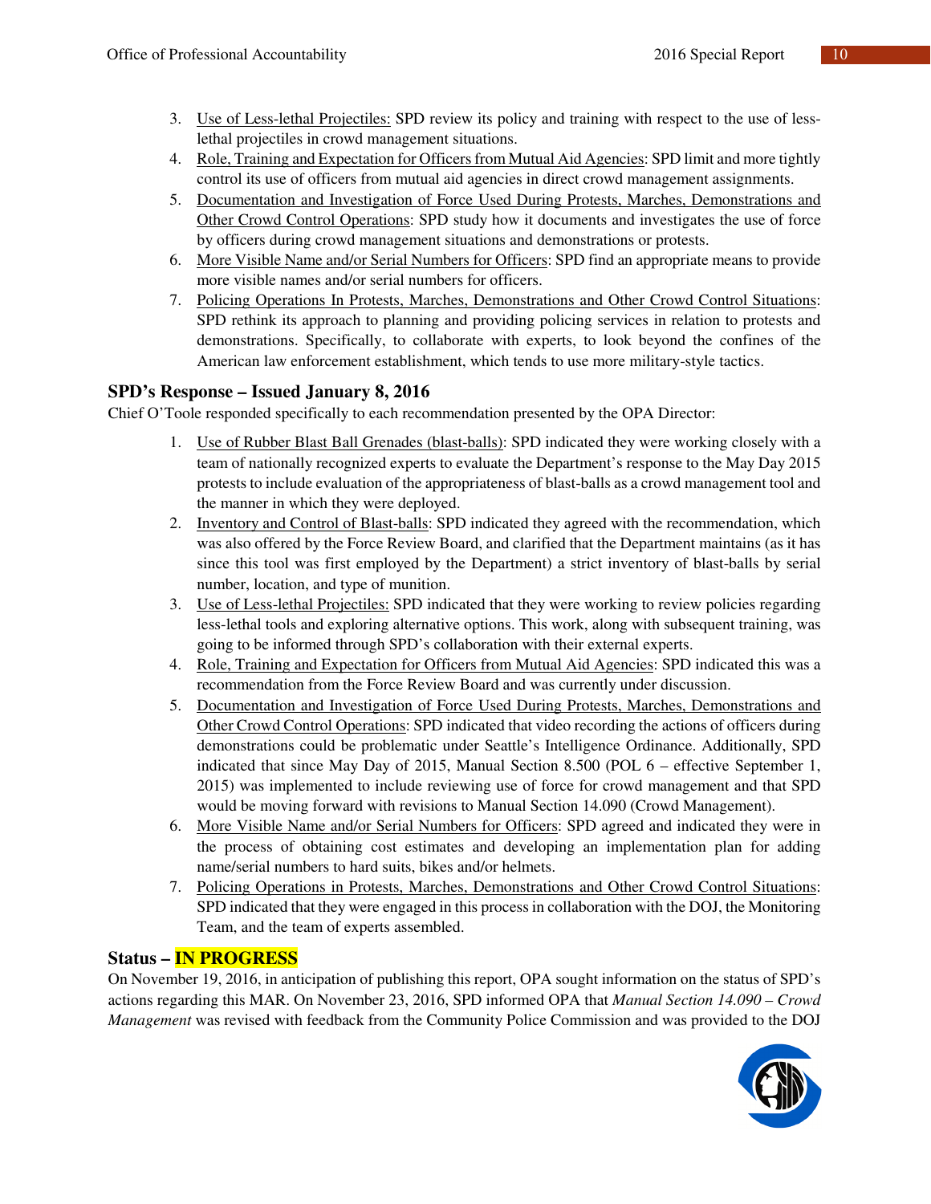3. Use of Less-lethal Projectiles: SPD review its policy and training with respect to the use of less-lethal projectiles in crowd management situations.
4. Role, Training and Expectation for Officers from Mutual Aid Agencies: SPD limit and more tightly control its use of officers from mutual aid agencies in direct crowd management assignments.
5. Documentation and Investigation of Force Used During Protests, Marches, Demonstrations and Other Crowd Control Operations: SPD study how it documents and investigates the use of force by officers during crowd management situations and demonstrations or protests.
6. More Visible Name and/or Serial Numbers for Officers: SPD find an appropriate means to provide more visible names and/or serial numbers for officers.
7. Policing Operations In Protests, Marches, Demonstrations and Other Crowd Control Situations: SPD rethink its approach to planning and providing policing services in relation to protests and demonstrations. Specifically, to collaborate with experts, to look beyond the confines of the American law enforcement establishment, which tends to use more military-style tactics.

## SPD's Response – Issued January 8, 2016

Chief O'Toole responded specifically to each recommendation presented by the OPA Director:

1. Use of Rubber Blast Ball Grenades (blast-balls): SPD indicated they were working closely with a team of nationally recognized experts to evaluate the Department's response to the May Day 2015 protests to include evaluation of the appropriateness of blast-balls as a crowd management tool and the manner in which they were deployed.
2. Inventory and Control of Blast-balls: SPD indicated they agreed with the recommendation, which was also offered by the Force Review Board, and clarified that the Department maintains (as it has since this tool was first employed by the Department) a strict inventory of blast-balls by serial number, location, and type of munition.
3. Use of Less-lethal Projectiles: SPD indicated that they were working to review policies regarding less-lethal tools and exploring alternative options. This work, along with subsequent training, was going to be informed through SPD's collaboration with their external experts.
4. Role, Training and Expectation for Officers from Mutual Aid Agencies: SPD indicated this was a recommendation from the Force Review Board and was currently under discussion.
5. Documentation and Investigation of Force Used During Protests, Marches, Demonstrations and Other Crowd Control Operations: SPD indicated that video recording the actions of officers during demonstrations could be problematic under Seattle's Intelligence Ordinance. Additionally, SPD indicated that since May Day of 2015, Manual Section 8.500 (POL 6 – effective September 1, 2015) was implemented to include reviewing use of force for crowd management and that SPD would be moving forward with revisions to Manual Section 14.090 (Crowd Management).
6. More Visible Name and/or Serial Numbers for Officers: SPD agreed and indicated they were in the process of obtaining cost estimates and developing an implementation plan for adding name/serial numbers to hard suits, bikes and/or helmets.
7. Policing Operations in Protests, Marches, Demonstrations and Other Crowd Control Situations: SPD indicated that they were engaged in this process in collaboration with the DOJ, the Monitoring Team, and the team of experts assembled.

## Status – IN PROGRESS

On November 19, 2016, in anticipation of publishing this report, OPA sought information on the status of SPD's actions regarding this MAR. On November 23, 2016, SPD informed OPA that *Manual Section 14.090 – Crowd Management* was revised with feedback from the Community Police Commission and was provided to the DOJ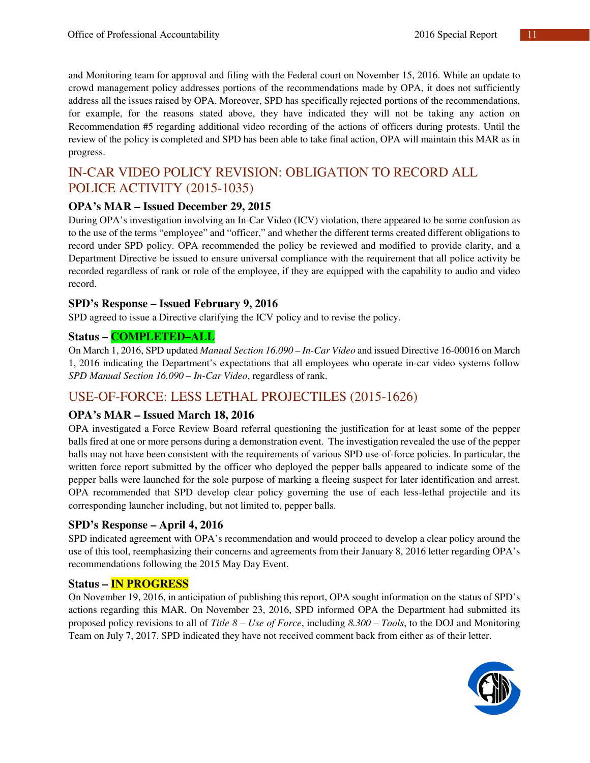and Monitoring team for approval and filing with the Federal court on November 15, 2016. While an update to crowd management policy addresses portions of the recommendations made by OPA, it does not sufficiently address all the issues raised by OPA. Moreover, SPD has specifically rejected portions of the recommendations, for example, for the reasons stated above, they have indicated they will not be taking any action on Recommendation #5 regarding additional video recording of the actions of officers during protests. Until the review of the policy is completed and SPD has been able to take final action, OPA will maintain this MAR as in progress.

## IN-CAR VIDEO POLICY REVISION: OBLIGATION TO RECORD ALL POLICE ACTIVITY (2015-1035)

### OPA's MAR – Issued December 29, 2015

During OPA's investigation involving an In-Car Video (ICV) violation, there appeared to be some confusion as to the use of the terms "employee" and "officer," and whether the different terms created different obligations to record under SPD policy. OPA recommended the policy be reviewed and modified to provide clarity, and a Department Directive be issued to ensure universal compliance with the requirement that all police activity be recorded regardless of rank or role of the employee, if they are equipped with the capability to audio and video record.

### SPD's Response – Issued February 9, 2016

SPD agreed to issue a Directive clarifying the ICV policy and to revise the policy.

### Status – COMPLETED–ALL

On March 1, 2016, SPD updated *Manual Section 16.090 – In-Car Video* and issued Directive 16-00016 on March 1, 2016 indicating the Department's expectations that all employees who operate in-car video systems follow *SPD Manual Section 16.090 – In-Car Video*, regardless of rank.

## USE-OF-FORCE: LESS LETHAL PROJECTILES (2015-1626)

### OPA's MAR – Issued March 18, 2016

OPA investigated a Force Review Board referral questioning the justification for at least some of the pepper balls fired at one or more persons during a demonstration event. The investigation revealed the use of the pepper balls may not have been consistent with the requirements of various SPD use-of-force policies. In particular, the written force report submitted by the officer who deployed the pepper balls appeared to indicate some of the pepper balls were launched for the sole purpose of marking a fleeing suspect for later identification and arrest. OPA recommended that SPD develop clear policy governing the use of each less-lethal projectile and its corresponding launcher including, but not limited to, pepper balls.

### SPD's Response – April 4, 2016

SPD indicated agreement with OPA's recommendation and would proceed to develop a clear policy around the use of this tool, reemphasizing their concerns and agreements from their January 8, 2016 letter regarding OPA's recommendations following the 2015 May Day Event.

### Status – IN PROGRESS

On November 19, 2016, in anticipation of publishing this report, OPA sought information on the status of SPD's actions regarding this MAR. On November 23, 2016, SPD informed OPA the Department had submitted its proposed policy revisions to all of *Title 8 – Use of Force*, including *8.300 – Tools*, to the DOJ and Monitoring Team on July 7, 2017. SPD indicated they have not received comment back from either as of their letter.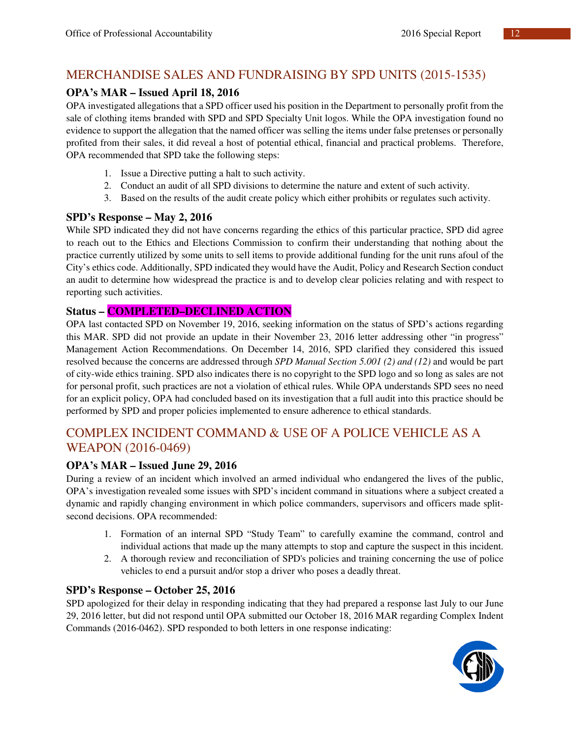## MERCHANDISE SALES AND FUNDRAISING BY SPD UNITS (2015-1535)

### OPA's MAR – Issued April 18, 2016

OPA investigated allegations that a SPD officer used his position in the Department to personally profit from the sale of clothing items branded with SPD and SPD Specialty Unit logos. While the OPA investigation found no evidence to support the allegation that the named officer was selling the items under false pretenses or personally profited from their sales, it did reveal a host of potential ethical, financial and practical problems. Therefore, OPA recommended that SPD take the following steps:

1. Issue a Directive putting a halt to such activity.
2. Conduct an audit of all SPD divisions to determine the nature and extent of such activity.
3. Based on the results of the audit create policy which either prohibits or regulates such activity.

### SPD's Response – May 2, 2016

While SPD indicated they did not have concerns regarding the ethics of this particular practice, SPD did agree to reach out to the Ethics and Elections Commission to confirm their understanding that nothing about the practice currently utilized by some units to sell items to provide additional funding for the unit runs afoul of the City's ethics code. Additionally, SPD indicated they would have the Audit, Policy and Research Section conduct an audit to determine how widespread the practice is and to develop clear policies relating and with respect to reporting such activities.

### Status – COMPLETED–DECLINED ACTION

OPA last contacted SPD on November 19, 2016, seeking information on the status of SPD's actions regarding this MAR. SPD did not provide an update in their November 23, 2016 letter addressing other "in progress" Management Action Recommendations. On December 14, 2016, SPD clarified they considered this issued resolved because the concerns are addressed through *SPD Manual Section 5.001 (2) and (12)* and would be part of city-wide ethics training. SPD also indicates there is no copyright to the SPD logo and so long as sales are not for personal profit, such practices are not a violation of ethical rules. While OPA understands SPD sees no need for an explicit policy, OPA had concluded based on its investigation that a full audit into this practice should be performed by SPD and proper policies implemented to ensure adherence to ethical standards.

## COMPLEX INCIDENT COMMAND & USE OF A POLICE VEHICLE AS A WEAPON (2016-0469)

### OPA's MAR – Issued June 29, 2016

During a review of an incident which involved an armed individual who endangered the lives of the public, OPA's investigation revealed some issues with SPD's incident command in situations where a subject created a dynamic and rapidly changing environment in which police commanders, supervisors and officers made split-second decisions. OPA recommended:

1. Formation of an internal SPD "Study Team" to carefully examine the command, control and individual actions that made up the many attempts to stop and capture the suspect in this incident.
2. A thorough review and reconciliation of SPD's policies and training concerning the use of police vehicles to end a pursuit and/or stop a driver who poses a deadly threat.

### SPD's Response – October 25, 2016

SPD apologized for their delay in responding indicating that they had prepared a response last July to our June 29, 2016 letter, but did not respond until OPA submitted our October 18, 2016 MAR regarding Complex Indent Commands (2016-0462). SPD responded to both letters in one response indicating: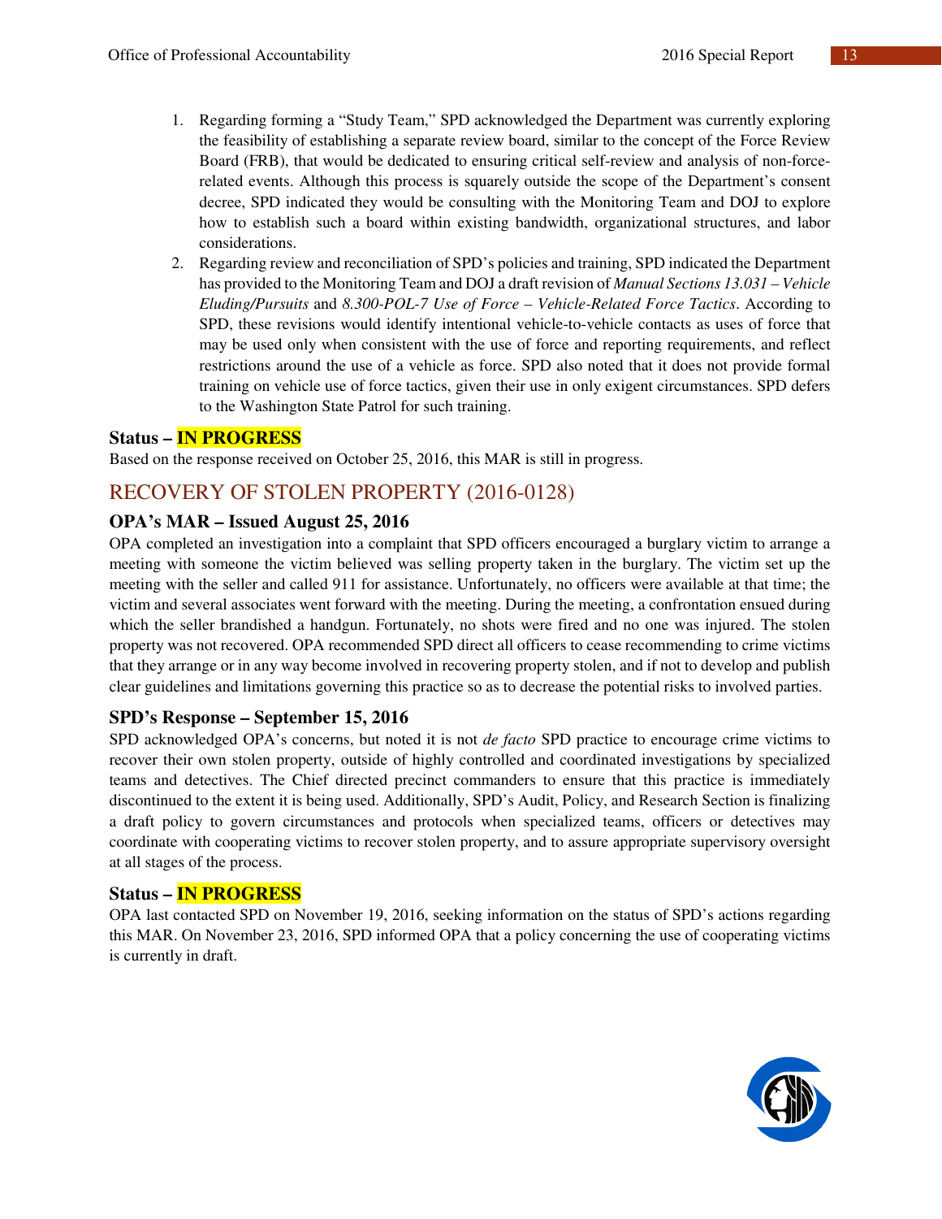1. Regarding forming a "Study Team," SPD acknowledged the Department was currently exploring the feasibility of establishing a separate review board, similar to the concept of the Force Review Board (FRB), that would be dedicated to ensuring critical self-review and analysis of non-force-related events. Although this process is squarely outside the scope of the Department's consent decree, SPD indicated they would be consulting with the Monitoring Team and DOJ to explore how to establish such a board within existing bandwidth, organizational structures, and labor considerations.
2. Regarding review and reconciliation of SPD's policies and training, SPD indicated the Department has provided to the Monitoring Team and DOJ a draft revision of *Manual Sections 13.031 – Vehicle Eluding/Pursuits* and *8.300-POL-7 Use of Force – Vehicle-Related Force Tactics*. According to SPD, these revisions would identify intentional vehicle-to-vehicle contacts as uses of force that may be used only when consistent with the use of force and reporting requirements, and reflect restrictions around the use of a vehicle as force. SPD also noted that it does not provide formal training on vehicle use of force tactics, given their use in only exigent circumstances. SPD defers to the Washington State Patrol for such training.

### Status – IN PROGRESS

Based on the response received on October 25, 2016, this MAR is still in progress.

## RECOVERY OF STOLEN PROPERTY (2016-0128)

### OPA's MAR – Issued August 25, 2016

OPA completed an investigation into a complaint that SPD officers encouraged a burglary victim to arrange a meeting with someone the victim believed was selling property taken in the burglary. The victim set up the meeting with the seller and called 911 for assistance. Unfortunately, no officers were available at that time; the victim and several associates went forward with the meeting. During the meeting, a confrontation ensued during which the seller brandished a handgun. Fortunately, no shots were fired and no one was injured. The stolen property was not recovered. OPA recommended SPD direct all officers to cease recommending to crime victims that they arrange or in any way become involved in recovering property stolen, and if not to develop and publish clear guidelines and limitations governing this practice so as to decrease the potential risks to involved parties.

### SPD's Response – September 15, 2016

SPD acknowledged OPA's concerns, but noted it is not *de facto* SPD practice to encourage crime victims to recover their own stolen property, outside of highly controlled and coordinated investigations by specialized teams and detectives. The Chief directed precinct commanders to ensure that this practice is immediately discontinued to the extent it is being used. Additionally, SPD's Audit, Policy, and Research Section is finalizing a draft policy to govern circumstances and protocols when specialized teams, officers or detectives may coordinate with cooperating victims to recover stolen property, and to assure appropriate supervisory oversight at all stages of the process.

### Status – IN PROGRESS

OPA last contacted SPD on November 19, 2016, seeking information on the status of SPD's actions regarding this MAR. On November 23, 2016, SPD informed OPA that a policy concerning the use of cooperating victims is currently in draft.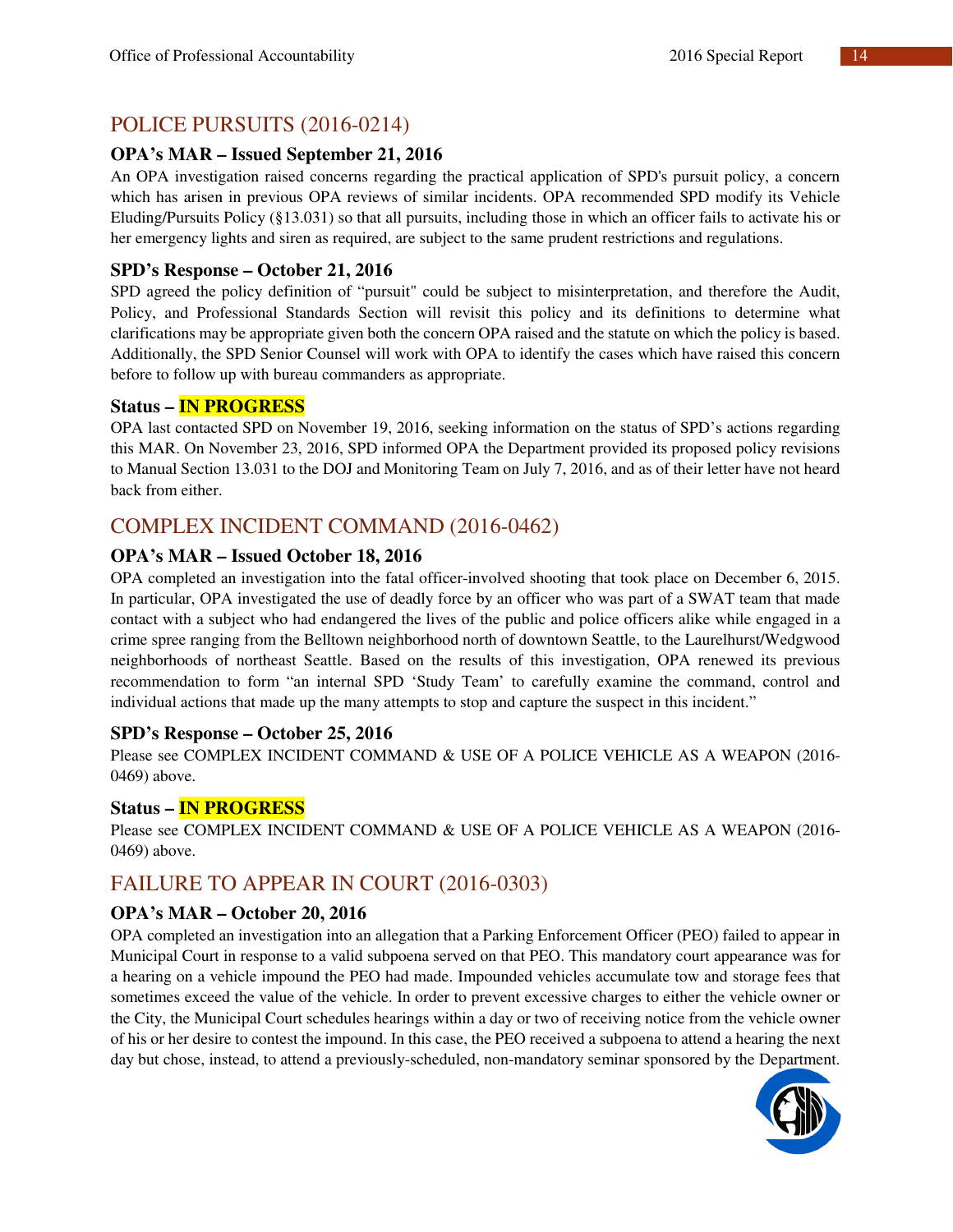## POLICE PURSUITS (2016-0214)

### OPA's MAR – Issued September 21, 2016

An OPA investigation raised concerns regarding the practical application of SPD's pursuit policy, a concern which has arisen in previous OPA reviews of similar incidents. OPA recommended SPD modify its Vehicle Eluding/Pursuits Policy (§13.031) so that all pursuits, including those in which an officer fails to activate his or her emergency lights and siren as required, are subject to the same prudent restrictions and regulations.

### SPD's Response – October 21, 2016

SPD agreed the policy definition of "pursuit" could be subject to misinterpretation, and therefore the Audit, Policy, and Professional Standards Section will revisit this policy and its definitions to determine what clarifications may be appropriate given both the concern OPA raised and the statute on which the policy is based. Additionally, the SPD Senior Counsel will work with OPA to identify the cases which have raised this concern before to follow up with bureau commanders as appropriate.

### Status – IN PROGRESS

OPA last contacted SPD on November 19, 2016, seeking information on the status of SPD's actions regarding this MAR. On November 23, 2016, SPD informed OPA the Department provided its proposed policy revisions to Manual Section 13.031 to the DOJ and Monitoring Team on July 7, 2016, and as of their letter have not heard back from either.

## COMPLEX INCIDENT COMMAND (2016-0462)

### OPA's MAR – Issued October 18, 2016

OPA completed an investigation into the fatal officer-involved shooting that took place on December 6, 2015. In particular, OPA investigated the use of deadly force by an officer who was part of a SWAT team that made contact with a subject who had endangered the lives of the public and police officers alike while engaged in a crime spree ranging from the Belltown neighborhood north of downtown Seattle, to the Laurelhurst/Wedgwood neighborhoods of northeast Seattle. Based on the results of this investigation, OPA renewed its previous recommendation to form "an internal SPD 'Study Team' to carefully examine the command, control and individual actions that made up the many attempts to stop and capture the suspect in this incident."

### SPD's Response – October 25, 2016

Please see COMPLEX INCIDENT COMMAND & USE OF A POLICE VEHICLE AS A WEAPON (2016-0469) above.

### Status – IN PROGRESS

Please see COMPLEX INCIDENT COMMAND & USE OF A POLICE VEHICLE AS A WEAPON (2016-0469) above.

## FAILURE TO APPEAR IN COURT (2016-0303)

### OPA's MAR – October 20, 2016

OPA completed an investigation into an allegation that a Parking Enforcement Officer (PEO) failed to appear in Municipal Court in response to a valid subpoena served on that PEO. This mandatory court appearance was for a hearing on a vehicle impound the PEO had made. Impounded vehicles accumulate tow and storage fees that sometimes exceed the value of the vehicle. In order to prevent excessive charges to either the vehicle owner or the City, the Municipal Court schedules hearings within a day or two of receiving notice from the vehicle owner of his or her desire to contest the impound. In this case, the PEO received a subpoena to attend a hearing the next day but chose, instead, to attend a previously-scheduled, non-mandatory seminar sponsored by the Department.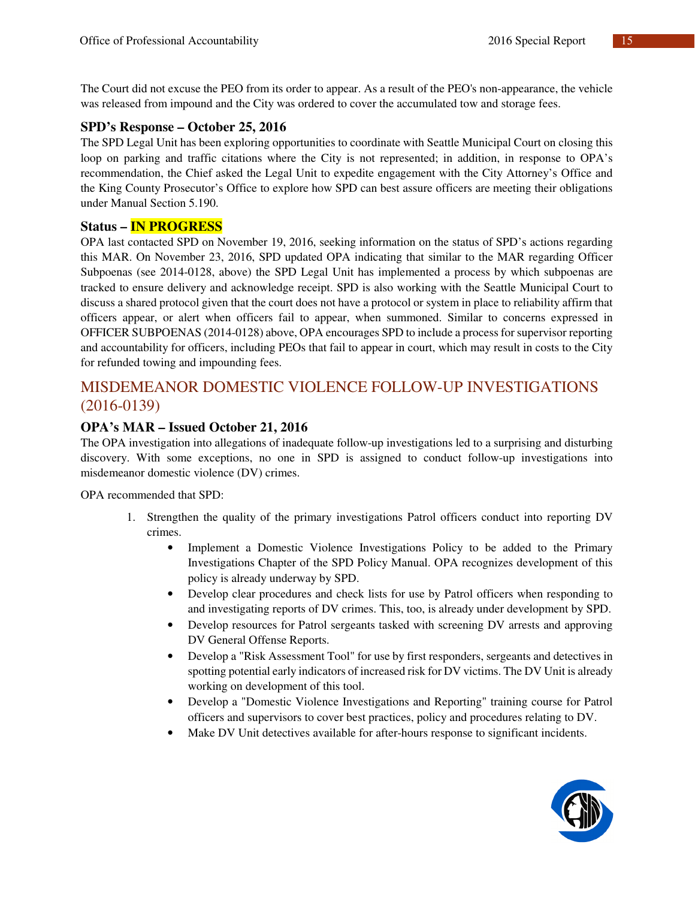The Court did not excuse the PEO from its order to appear. As a result of the PEO's non-appearance, the vehicle was released from impound and the City was ordered to cover the accumulated tow and storage fees.

### SPD's Response – October 25, 2016

The SPD Legal Unit has been exploring opportunities to coordinate with Seattle Municipal Court on closing this loop on parking and traffic citations where the City is not represented; in addition, in response to OPA's recommendation, the Chief asked the Legal Unit to expedite engagement with the City Attorney's Office and the King County Prosecutor's Office to explore how SPD can best assure officers are meeting their obligations under Manual Section 5.190.

### Status – IN PROGRESS

OPA last contacted SPD on November 19, 2016, seeking information on the status of SPD's actions regarding this MAR. On November 23, 2016, SPD updated OPA indicating that similar to the MAR regarding Officer Subpoenas (see 2014-0128, above) the SPD Legal Unit has implemented a process by which subpoenas are tracked to ensure delivery and acknowledge receipt. SPD is also working with the Seattle Municipal Court to discuss a shared protocol given that the court does not have a protocol or system in place to reliability affirm that officers appear, or alert when officers fail to appear, when summoned. Similar to concerns expressed in OFFICER SUBPOENAS (2014-0128) above, OPA encourages SPD to include a process for supervisor reporting and accountability for officers, including PEOs that fail to appear in court, which may result in costs to the City for refunded towing and impounding fees.

## MISDEMEANOR DOMESTIC VIOLENCE FOLLOW-UP INVESTIGATIONS (2016-0139)

### OPA's MAR – Issued October 21, 2016

The OPA investigation into allegations of inadequate follow-up investigations led to a surprising and disturbing discovery. With some exceptions, no one in SPD is assigned to conduct follow-up investigations into misdemeanor domestic violence (DV) crimes.

OPA recommended that SPD:

1. Strengthen the quality of the primary investigations Patrol officers conduct into reporting DV crimes.
    - Implement a Domestic Violence Investigations Policy to be added to the Primary Investigations Chapter of the SPD Policy Manual. OPA recognizes development of this policy is already underway by SPD.
    - Develop clear procedures and check lists for use by Patrol officers when responding to and investigating reports of DV crimes. This, too, is already under development by SPD.
    - Develop resources for Patrol sergeants tasked with screening DV arrests and approving DV General Offense Reports.
    - Develop a "Risk Assessment Tool" for use by first responders, sergeants and detectives in spotting potential early indicators of increased risk for DV victims. The DV Unit is already working on development of this tool.
    - Develop a "Domestic Violence Investigations and Reporting" training course for Patrol officers and supervisors to cover best practices, policy and procedures relating to DV.
    - Make DV Unit detectives available for after-hours response to significant incidents.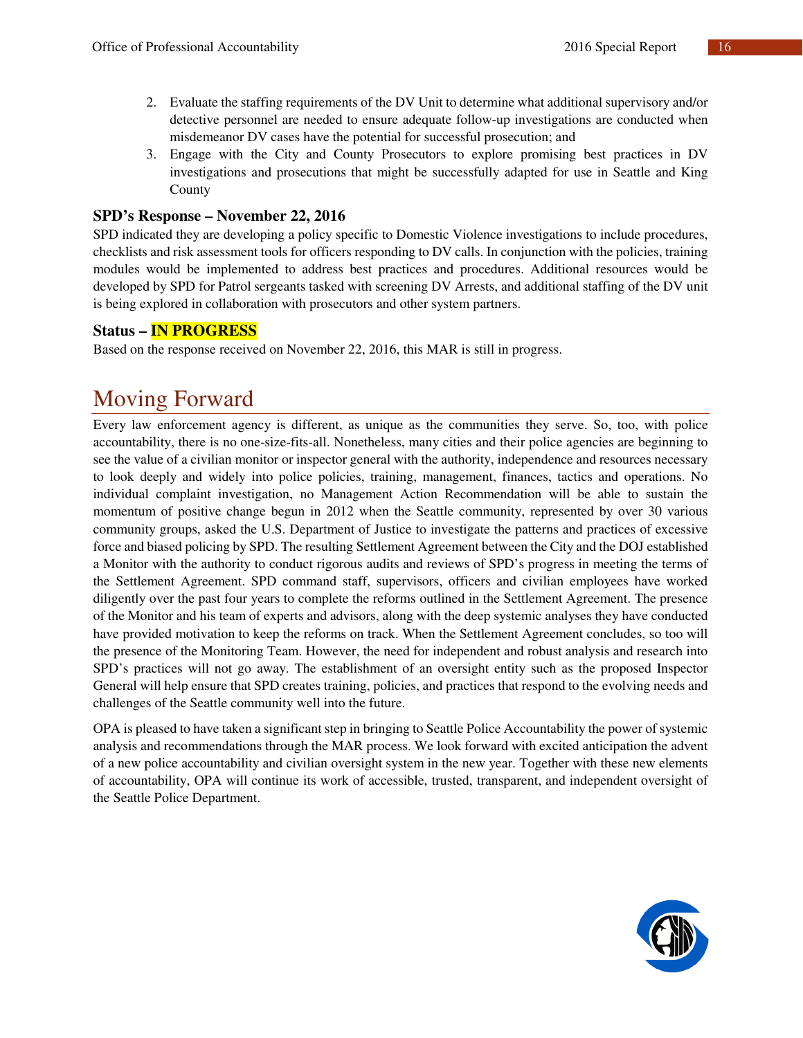2. Evaluate the staffing requirements of the DV Unit to determine what additional supervisory and/or detective personnel are needed to ensure adequate follow-up investigations are conducted when misdemeanor DV cases have the potential for successful prosecution; and
3. Engage with the City and County Prosecutors to explore promising best practices in DV investigations and prosecutions that might be successfully adapted for use in Seattle and King County

### SPD's Response – November 22, 2016

SPD indicated they are developing a policy specific to Domestic Violence investigations to include procedures, checklists and risk assessment tools for officers responding to DV calls. In conjunction with the policies, training modules would be implemented to address best practices and procedures. Additional resources would be developed by SPD for Patrol sergeants tasked with screening DV Arrests, and additional staffing of the DV unit is being explored in collaboration with prosecutors and other system partners.

### Status – **IN PROGRESS**

Based on the response received on November 22, 2016, this MAR is still in progress.

## Moving Forward

Every law enforcement agency is different, as unique as the communities they serve. So, too, with police accountability, there is no one-size-fits-all. Nonetheless, many cities and their police agencies are beginning to see the value of a civilian monitor or inspector general with the authority, independence and resources necessary to look deeply and widely into police policies, training, management, finances, tactics and operations. No individual complaint investigation, no Management Action Recommendation will be able to sustain the momentum of positive change begun in 2012 when the Seattle community, represented by over 30 various community groups, asked the U.S. Department of Justice to investigate the patterns and practices of excessive force and biased policing by SPD. The resulting Settlement Agreement between the City and the DOJ established a Monitor with the authority to conduct rigorous audits and reviews of SPD's progress in meeting the terms of the Settlement Agreement. SPD command staff, supervisors, officers and civilian employees have worked diligently over the past four years to complete the reforms outlined in the Settlement Agreement. The presence of the Monitor and his team of experts and advisors, along with the deep systemic analyses they have conducted have provided motivation to keep the reforms on track. When the Settlement Agreement concludes, so too will the presence of the Monitoring Team. However, the need for independent and robust analysis and research into SPD's practices will not go away. The establishment of an oversight entity such as the proposed Inspector General will help ensure that SPD creates training, policies, and practices that respond to the evolving needs and challenges of the Seattle community well into the future.

OPA is pleased to have taken a significant step in bringing to Seattle Police Accountability the power of systemic analysis and recommendations through the MAR process. We look forward with excited anticipation the advent of a new police accountability and civilian oversight system in the new year. Together with these new elements of accountability, OPA will continue its work of accessible, trusted, transparent, and independent oversight of the Seattle Police Department.